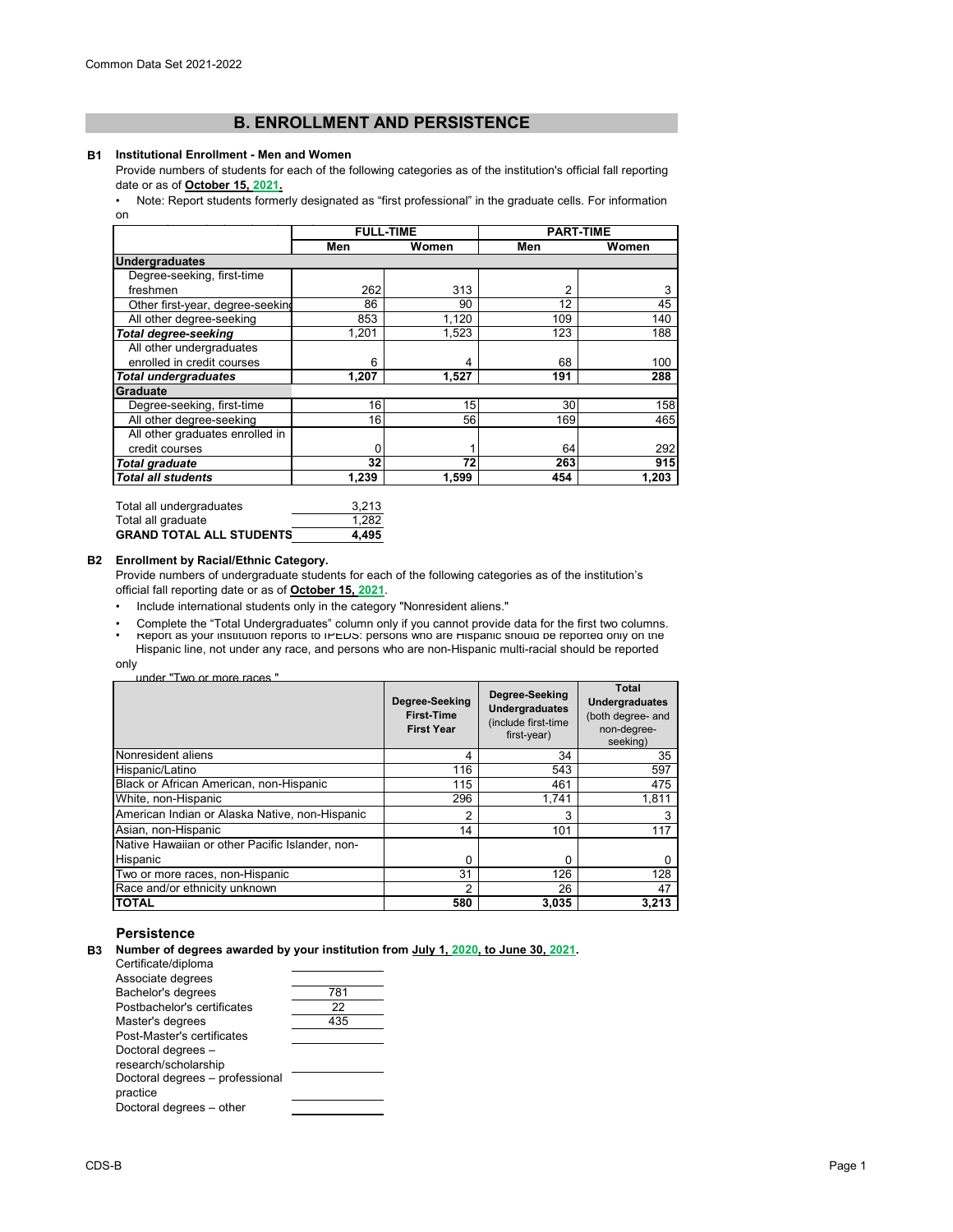Common Data Set 2021-2022

# B. ENROLLMENT AND PERSISTENCE

**B1 Institutional Enrollment - Men and Women**

Provide numbers of students for each of the following categories as of the institution's official fall reporting date or as of **October 15, 2021.**

• Note: Report students formerly designated as "first professional" in the graduate cells. For information on

| | FULL-TIME | | PART-TIME | |
|---|---|---|---|---|
| | **Men** | **Women** | **Men** | **Women** |
| **Undergraduates** | | | | |
| Degree-seeking, first-time freshmen | 262 | 313 | 2 | 3 |
| Other first-year, degree-seeking | 86 | 90 | 12 | 45 |
| All other degree-seeking | 853 | 1,120 | 109 | 140 |
| ***Total degree-seeking*** | 1,201 | 1,523 | 123 | 188 |
| All other undergraduates enrolled in credit courses | 6 | 4 | 68 | 100 |
| ***Total undergraduates*** | **1,207** | **1,527** | **191** | **288** |
| **Graduate** | | | | |
| Degree-seeking, first-time | 16 | 15 | 30 | 158 |
| All other degree-seeking | 16 | 56 | 169 | 465 |
| All other graduates enrolled in credit courses | 0 | 1 | 64 | 292 |
| ***Total graduate*** | **32** | **72** | **263** | **915** |
| ***Total all students*** | **1,239** | **1,599** | **454** | **1,203** |

| | |
|---|---|
| Total all undergraduates | 3,213 |
| Total all graduate | 1,282 |
| **GRAND TOTAL ALL STUDENTS** | **4,495** |

**B2 Enrollment by Racial/Ethnic Category.**

Provide numbers of undergraduate students for each of the following categories as of the institution's official fall reporting date or as of **October 15, 2021**.

- Include international students only in the category "Nonresident aliens."
- Complete the "Total Undergraduates" column only if you cannot provide data for the first two columns.
- Report as your institution reports to IPEDS: persons who are Hispanic should be reported only on the Hispanic line, not under any race, and persons who are non-Hispanic multi-racial should be reported only under "Two or more races."

| | **Degree-Seeking First-Time First Year** | **Degree-Seeking Undergraduates** (include first-time first-year) | **Total Undergraduates** (both degree- and non-degree-seeking) |
|---|---|---|---|
| Nonresident aliens | 4 | 34 | 35 |
| Hispanic/Latino | 116 | 543 | 597 |
| Black or African American, non-Hispanic | 115 | 461 | 475 |
| White, non-Hispanic | 296 | 1,741 | 1,811 |
| American Indian or Alaska Native, non-Hispanic | 2 | 3 | 3 |
| Asian, non-Hispanic | 14 | 101 | 117 |
| Native Hawaiian or other Pacific Islander, non-Hispanic | 0 | 0 | 0 |
| Two or more races, non-Hispanic | 31 | 126 | 128 |
| Race and/or ethnicity unknown | 2 | 26 | 47 |
| **TOTAL** | **580** | **3,035** | **3,213** |

## Persistence

**B3 Number of degrees awarded by your institution from July 1, 2020, to June 30, 2021.**

| | |
|---|---|
| Certificate/diploma | |
| Associate degrees | |
| Bachelor's degrees | 781 |
| Postbachelor's certificates | 22 |
| Master's degrees | 435 |
| Post-Master's certificates | |
| Doctoral degrees – research/scholarship | |
| Doctoral degrees – professional practice | |
| Doctoral degrees – other | |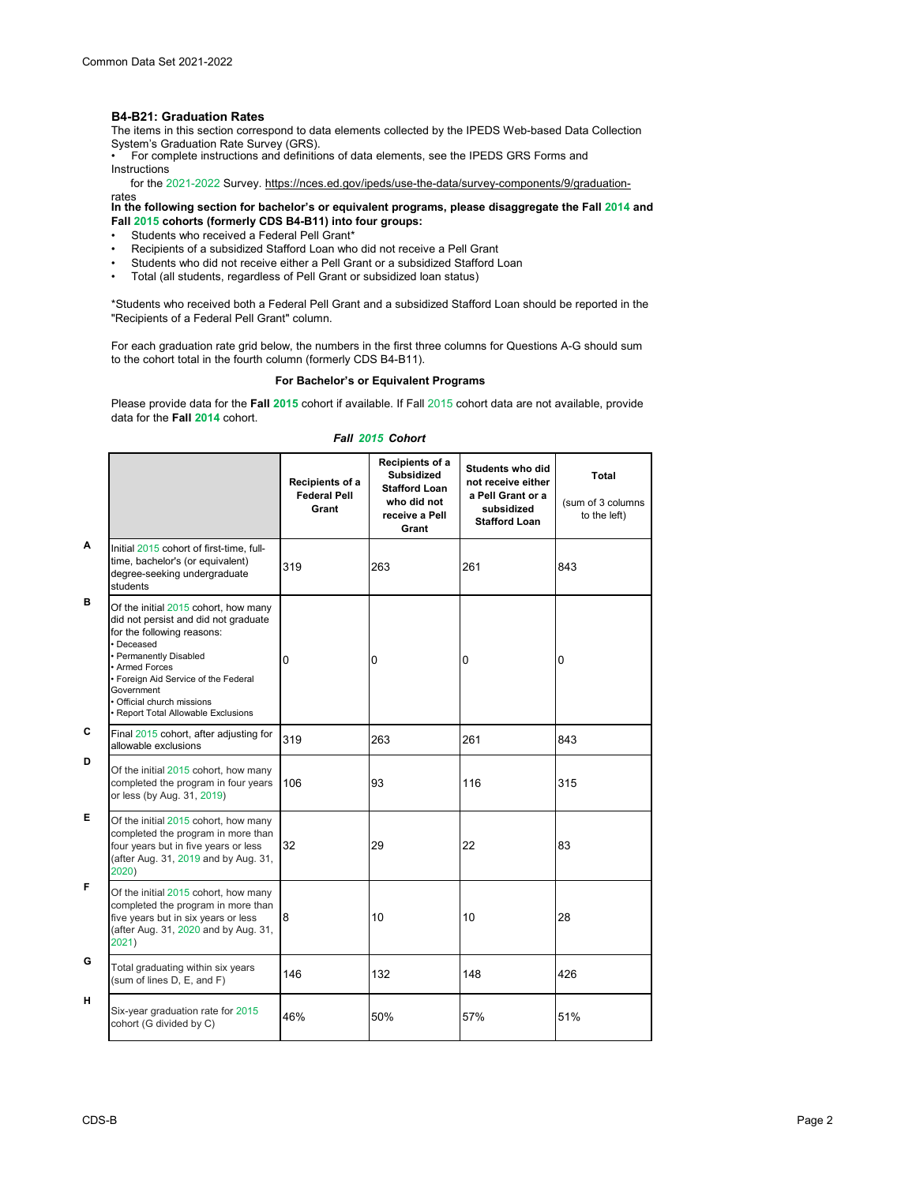### B4-B21: Graduation Rates

The items in this section correspond to data elements collected by the IPEDS Web-based Data Collection System's Graduation Rate Survey (GRS).

- For complete instructions and definitions of data elements, see the IPEDS GRS Forms and Instructions for the 2021-2022 Survey. https://nces.ed.gov/ipeds/use-the-data/survey-components/9/graduation-rates

**In the following section for bachelor's or equivalent programs, please disaggregate the Fall 2014 and Fall 2015 cohorts (formerly CDS B4-B11) into four groups:**

- Students who received a Federal Pell Grant*
- Recipients of a subsidized Stafford Loan who did not receive a Pell Grant
- Students who did not receive either a Pell Grant or a subsidized Stafford Loan
- Total (all students, regardless of Pell Grant or subsidized loan status)

*Students who received both a Federal Pell Grant and a subsidized Stafford Loan should be reported in the "Recipients of a Federal Pell Grant" column.

For each graduation rate grid below, the numbers in the first three columns for Questions A-G should sum to the cohort total in the fourth column (formerly CDS B4-B11).

**For Bachelor's or Equivalent Programs**

Please provide data for the **Fall 2015** cohort if available. If Fall 2015 cohort data are not available, provide data for the **Fall 2014** cohort.

***Fall 2015 Cohort***

| | | Recipients of a Federal Pell Grant | Recipients of a Subsidized Stafford Loan who did not receive a Pell Grant | Students who did not receive either a Pell Grant or a subsidized Stafford Loan | Total (sum of 3 columns to the left) |
|---|---|---|---|---|---|
| A | Initial 2015 cohort of first-time, full-time, bachelor's (or equivalent) degree-seeking undergraduate students | 319 | 263 | 261 | 843 |
| B | Of the initial 2015 cohort, how many did not persist and did not graduate for the following reasons: • Deceased • Permanently Disabled • Armed Forces • Foreign Aid Service of the Federal Government • Official church missions • Report Total Allowable Exclusions | 0 | 0 | 0 | 0 |
| C | Final 2015 cohort, after adjusting for allowable exclusions | 319 | 263 | 261 | 843 |
| D | Of the initial 2015 cohort, how many completed the program in four years or less (by Aug. 31, 2019) | 106 | 93 | 116 | 315 |
| E | Of the initial 2015 cohort, how many completed the program in more than four years but in five years or less (after Aug. 31, 2019 and by Aug. 31, 2020) | 32 | 29 | 22 | 83 |
| F | Of the initial 2015 cohort, how many completed the program in more than five years but in six years or less (after Aug. 31, 2020 and by Aug. 31, 2021) | 8 | 10 | 10 | 28 |
| G | Total graduating within six years (sum of lines D, E, and F) | 146 | 132 | 148 | 426 |
| H | Six-year graduation rate for 2015 cohort (G divided by C) | 46% | 50% | 57% | 51% |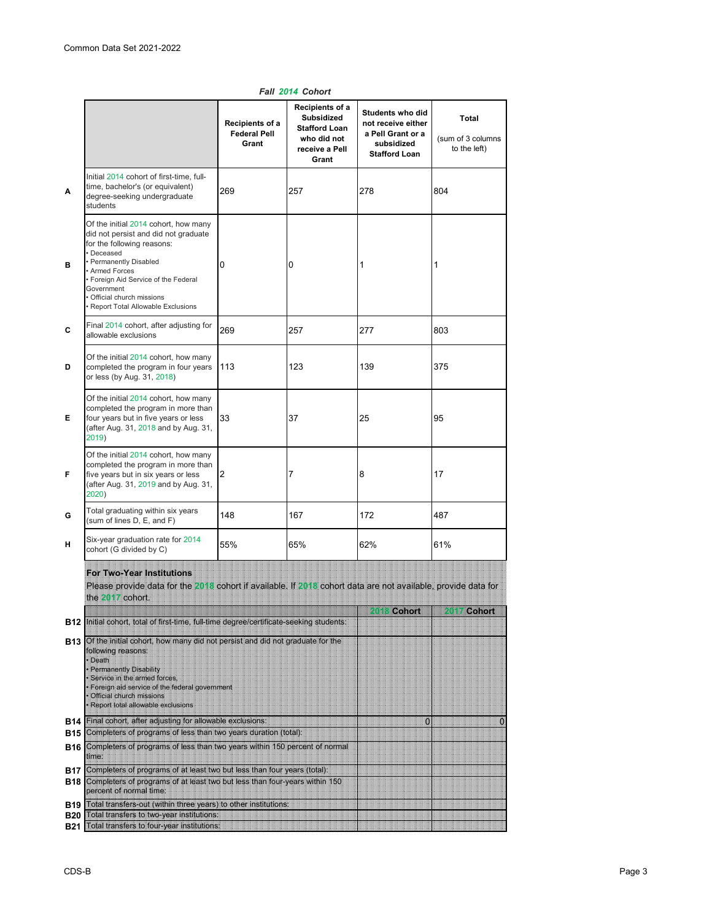*Fall 2014 Cohort*

| | | Recipients of a Federal Pell Grant | Recipients of a Subsidized Stafford Loan who did not receive a Pell Grant | Students who did not receive either a Pell Grant or a subsidized Stafford Loan | Total (sum of 3 columns to the left) |
|---|---|---|---|---|---|
| A | Initial 2014 cohort of first-time, full-time, bachelor's (or equivalent) degree-seeking undergraduate students | 269 | 257 | 278 | 804 |
| B | Of the initial 2014 cohort, how many did not persist and did not graduate for the following reasons: • Deceased • Permanently Disabled • Armed Forces • Foreign Aid Service of the Federal Government • Official church missions • Report Total Allowable Exclusions | 0 | 0 | 1 | 1 |
| C | Final 2014 cohort, after adjusting for allowable exclusions | 269 | 257 | 277 | 803 |
| D | Of the initial 2014 cohort, how many completed the program in four years or less (by Aug. 31, 2018) | 113 | 123 | 139 | 375 |
| E | Of the initial 2014 cohort, how many completed the program in more than four years but in five years or less (after Aug. 31, 2018 and by Aug. 31, 2019) | 33 | 37 | 25 | 95 |
| F | Of the initial 2014 cohort, how many completed the program in more than five years but in six years or less (after Aug. 31, 2019 and by Aug. 31, 2020) | 2 | 7 | 8 | 17 |
| G | Total graduating within six years (sum of lines D, E, and F) | 148 | 167 | 172 | 487 |
| H | Six-year graduation rate for 2014 cohort (G divided by C) | 55% | 65% | 62% | 61% |

**For Two-Year Institutions**

Please provide data for the 2018 cohort if available. If 2018 cohort data are not available, provide data for the 2017 cohort.

| | | 2018 Cohort | 2017 Cohort |
|---|---|---|---|
| B12 | Initial cohort, total of first-time, full-time degree/certificate-seeking students: | | |
| B13 | Of the initial cohort, how many did not persist and did not graduate for the following reasons: • Death • Permanently Disability • Service in the armed forces, • Foreign aid service of the federal government • Official church missions • Report total allowable exclusions | | |
| B14 | Final cohort, after adjusting for allowable exclusions: | 0 | 0 |
| B15 | Completers of programs of less than two years duration (total): | | |
| B16 | Completers of programs of less than two years within 150 percent of normal time: | | |
| B17 | Completers of programs of at least two but less than four years (total): | | |
| B18 | Completers of programs of at least two but less than four-years within 150 percent of normal time: | | |
| B19 | Total transfers-out (within three years) to other institutions: | | |
| B20 | Total transfers to two-year institutions: | | |
| B21 | Total transfers to four-year institutions: | | |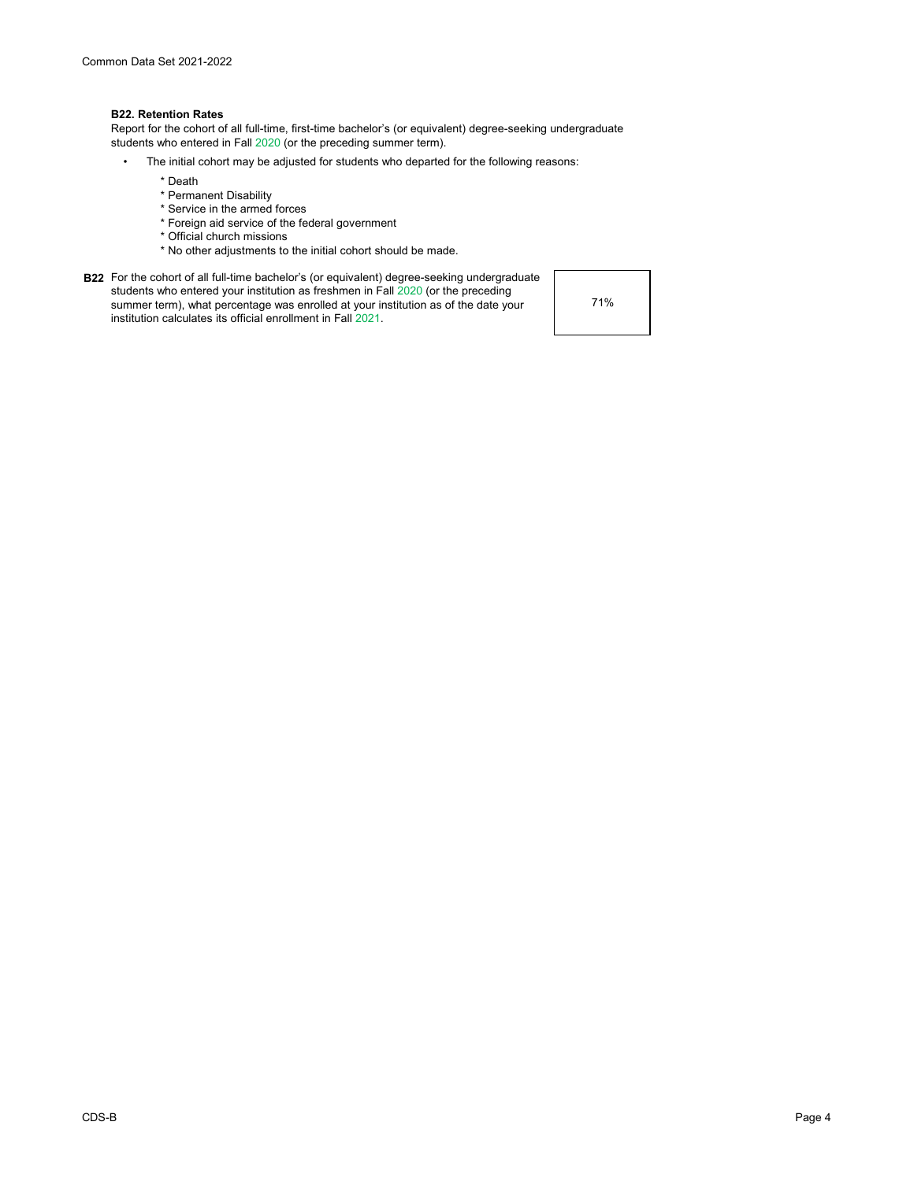### B22. Retention Rates

Report for the cohort of all full-time, first-time bachelor's (or equivalent) degree-seeking undergraduate students who entered in Fall 2020 (or the preceding summer term).

- The initial cohort may be adjusted for students who departed for the following reasons:

  * Death
  * Permanent Disability
  * Service in the armed forces
  * Foreign aid service of the federal government
  * Official church missions
  * No other adjustments to the initial cohort should be made.

| | | |
|---|---|---|
| **B22** | For the cohort of all full-time bachelor's (or equivalent) degree-seeking undergraduate students who entered your institution as freshmen in Fall 2020 (or the preceding summer term), what percentage was enrolled at your institution as of the date your institution calculates its official enrollment in Fall 2021. | 71% |